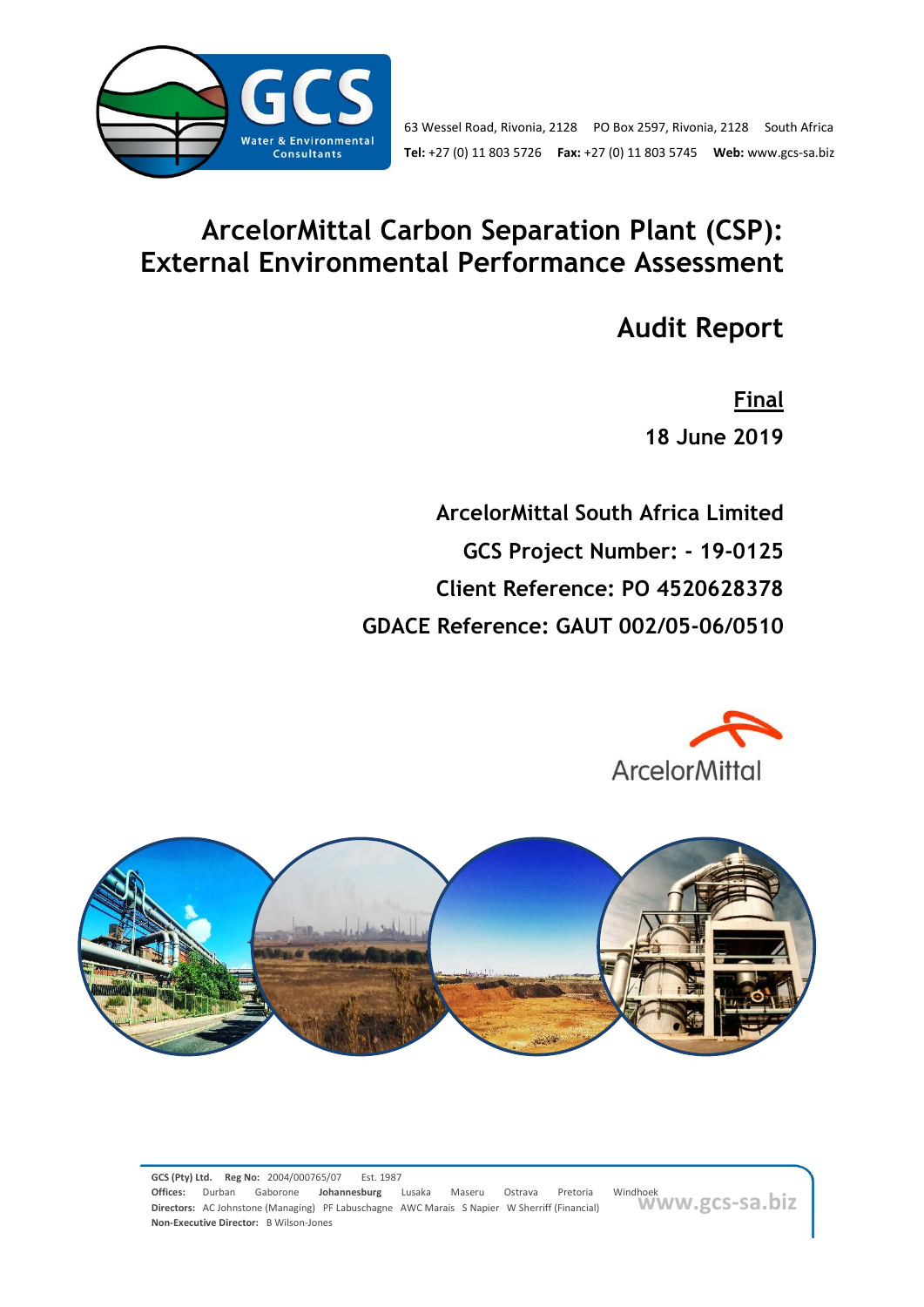63 Wessel Road, Rivonia, 2128 PO Box 2597, Rivonia, 2128 South Africa
**Tel:** +27 (0) 11 803 5726 **Fax:** +27 (0) 11 803 5745 **Web:** www.gcs-sa.biz

# ArcelorMittal Carbon Separation Plant (CSP): External Environmental Performance Assessment

## Audit Report

**Final**

**18 June 2019**

**ArcelorMittal South Africa Limited**

**GCS Project Number: - 19-0125**

**Client Reference: PO 4520628378**

**GDACE Reference: GAUT 002/05-06/0510**

**GCS (Pty) Ltd.** **Reg No:** 2004/000765/07 Est. 1987
**Offices:** Durban Gaborone **Johannesburg** Lusaka Maseru Ostrava Pretoria Windhoek
**Directors:** AC Johnstone (Managing) PF Labuschagne AWC Marais S Napier W Sherriff (Financial)
**Non-Executive Director:** B Wilson-Jones
www.gcs-sa.biz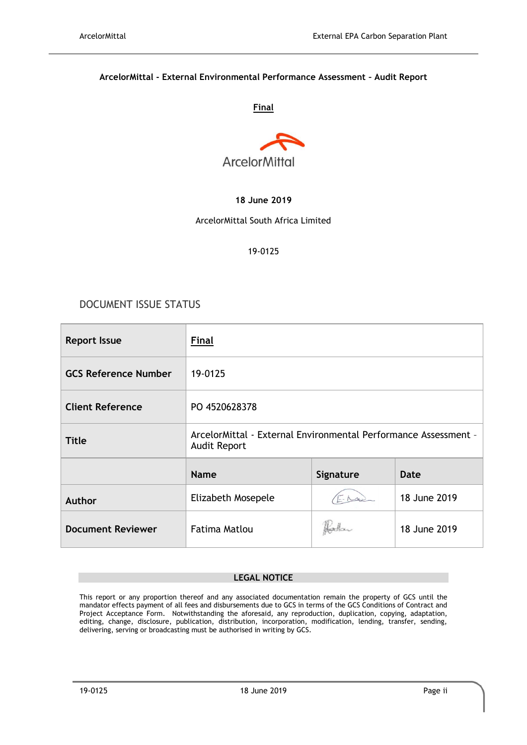**ArcelorMittal - External Environmental Performance Assessment – Audit Report**

**Final**

ArcelorMittal

**18 June 2019**

ArcelorMittal South Africa Limited

19-0125

## DOCUMENT ISSUE STATUS

| **Report Issue** | **Final** | | |
|---|---|---|---|
| **GCS Reference Number** | 19-0125 | | |
| **Client Reference** | PO 4520628378 | | |
| **Title** | ArcelorMittal - External Environmental Performance Assessment – Audit Report | | |
| | **Name** | **Signature** | **Date** |
| **Author** | Elizabeth Mosepele | | 18 June 2019 |
| **Document Reviewer** | Fatima Matlou | | 18 June 2019 |

**LEGAL NOTICE**

This report or any proportion thereof and any associated documentation remain the property of GCS until the mandator effects payment of all fees and disbursements due to GCS in terms of the GCS Conditions of Contract and Project Acceptance Form. Notwithstanding the aforesaid, any reproduction, duplication, copying, adaptation, editing, change, disclosure, publication, distribution, incorporation, modification, lending, transfer, sending, delivering, serving or broadcasting must be authorised in writing by GCS.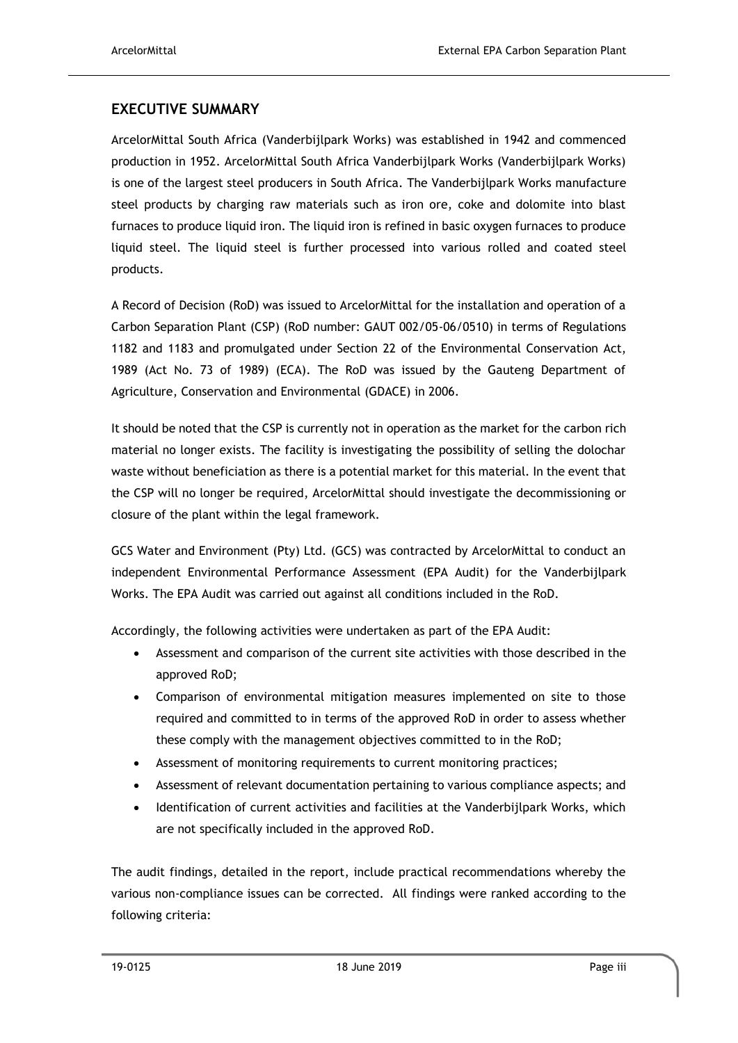## EXECUTIVE SUMMARY

ArcelorMittal South Africa (Vanderbijlpark Works) was established in 1942 and commenced production in 1952. ArcelorMittal South Africa Vanderbijlpark Works (Vanderbijlpark Works) is one of the largest steel producers in South Africa. The Vanderbijlpark Works manufacture steel products by charging raw materials such as iron ore, coke and dolomite into blast furnaces to produce liquid iron. The liquid iron is refined in basic oxygen furnaces to produce liquid steel. The liquid steel is further processed into various rolled and coated steel products.

A Record of Decision (RoD) was issued to ArcelorMittal for the installation and operation of a Carbon Separation Plant (CSP) (RoD number: GAUT 002/05-06/0510) in terms of Regulations 1182 and 1183 and promulgated under Section 22 of the Environmental Conservation Act, 1989 (Act No. 73 of 1989) (ECA). The RoD was issued by the Gauteng Department of Agriculture, Conservation and Environmental (GDACE) in 2006.

It should be noted that the CSP is currently not in operation as the market for the carbon rich material no longer exists. The facility is investigating the possibility of selling the dolochar waste without beneficiation as there is a potential market for this material. In the event that the CSP will no longer be required, ArcelorMittal should investigate the decommissioning or closure of the plant within the legal framework.

GCS Water and Environment (Pty) Ltd. (GCS) was contracted by ArcelorMittal to conduct an independent Environmental Performance Assessment (EPA Audit) for the Vanderbijlpark Works. The EPA Audit was carried out against all conditions included in the RoD.

Accordingly, the following activities were undertaken as part of the EPA Audit:

- Assessment and comparison of the current site activities with those described in the approved RoD;
- Comparison of environmental mitigation measures implemented on site to those required and committed to in terms of the approved RoD in order to assess whether these comply with the management objectives committed to in the RoD;
- Assessment of monitoring requirements to current monitoring practices;
- Assessment of relevant documentation pertaining to various compliance aspects; and
- Identification of current activities and facilities at the Vanderbijlpark Works, which are not specifically included in the approved RoD.

The audit findings, detailed in the report, include practical recommendations whereby the various non-compliance issues can be corrected. All findings were ranked according to the following criteria: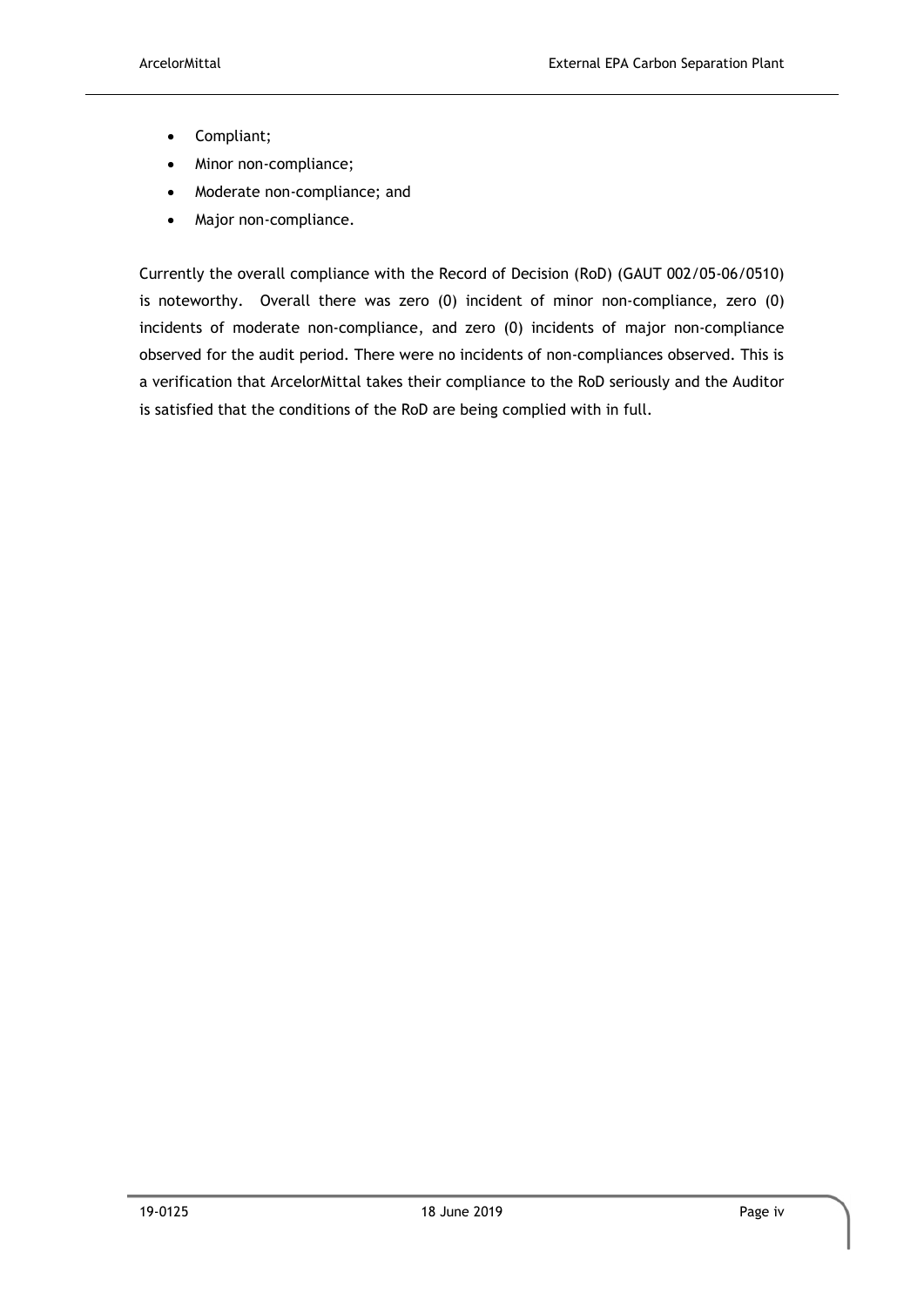- Compliant;
- Minor non-compliance;
- Moderate non-compliance; and
- Major non-compliance.

Currently the overall compliance with the Record of Decision (RoD) (GAUT 002/05-06/0510) is noteworthy. Overall there was zero (0) incident of minor non-compliance, zero (0) incidents of moderate non-compliance, and zero (0) incidents of major non-compliance observed for the audit period. There were no incidents of non-compliances observed. This is a verification that ArcelorMittal takes their compliance to the RoD seriously and the Auditor is satisfied that the conditions of the RoD are being complied with in full.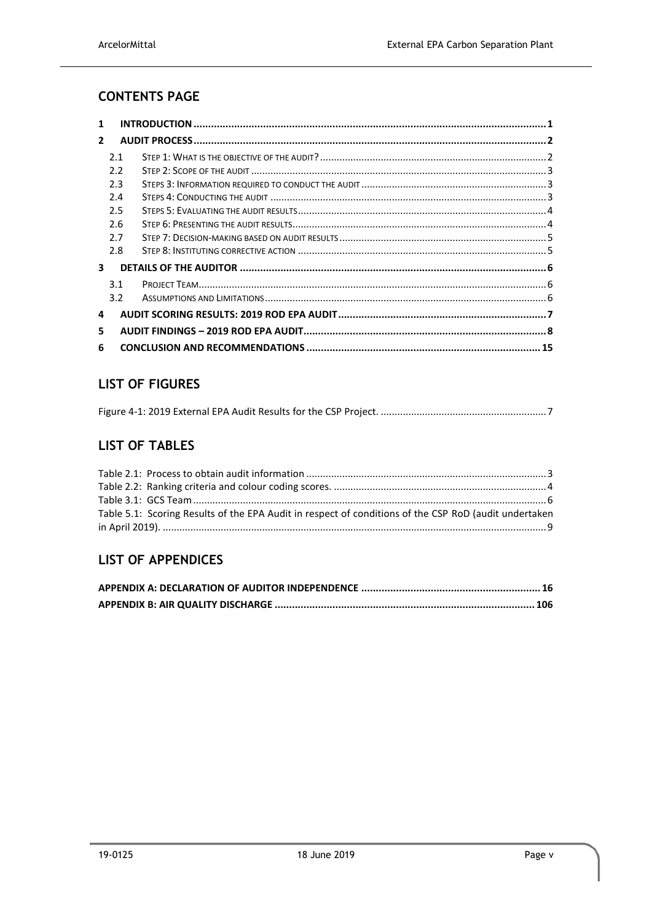## CONTENTS PAGE

| | | |
|---|---|---|
| **1** | **INTRODUCTION** | **1** |
| **2** | **AUDIT PROCESS** | **2** |
| 2.1 | STEP 1: WHAT IS THE OBJECTIVE OF THE AUDIT? | 2 |
| 2.2 | STEP 2: SCOPE OF THE AUDIT | 3 |
| 2.3 | STEPS 3: INFORMATION REQUIRED TO CONDUCT THE AUDIT | 3 |
| 2.4 | STEPS 4: CONDUCTING THE AUDIT | 3 |
| 2.5 | STEPS 5: EVALUATING THE AUDIT RESULTS | 4 |
| 2.6 | STEP 6: PRESENTING THE AUDIT RESULTS | 4 |
| 2.7 | STEP 7: DECISION-MAKING BASED ON AUDIT RESULTS | 5 |
| 2.8 | STEP 8: INSTITUTING CORRECTIVE ACTION | 5 |
| **3** | **DETAILS OF THE AUDITOR** | **6** |
| 3.1 | PROJECT TEAM | 6 |
| 3.2 | ASSUMPTIONS AND LIMITATIONS | 6 |
| **4** | **AUDIT SCORING RESULTS: 2019 ROD EPA AUDIT** | **7** |
| **5** | **AUDIT FINDINGS – 2019 ROD EPA AUDIT** | **8** |
| **6** | **CONCLUSION AND RECOMMENDATIONS** | **15** |

## LIST OF FIGURES

Figure 4-1: 2019 External EPA Audit Results for the CSP Project. ........ 7

## LIST OF TABLES

Table 2.1: Process to obtain audit information ........ 3
Table 2.2: Ranking criteria and colour coding scores. ........ 4
Table 3.1: GCS Team ........ 6
Table 5.1: Scoring Results of the EPA Audit in respect of conditions of the CSP RoD (audit undertaken in April 2019). ........ 9

## LIST OF APPENDICES

**APPENDIX A: DECLARATION OF AUDITOR INDEPENDENCE ........ 16**
**APPENDIX B: AIR QUALITY DISCHARGE ........ 106**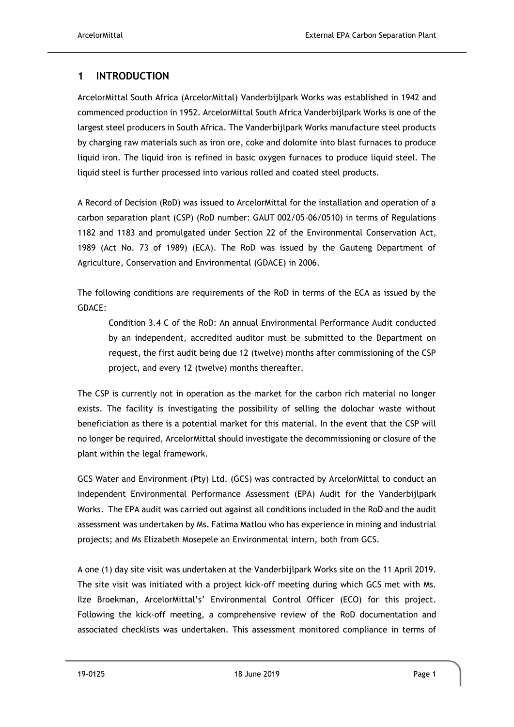# 1 INTRODUCTION

ArcelorMittal South Africa (ArcelorMittal) Vanderbijlpark Works was established in 1942 and commenced production in 1952. ArcelorMittal South Africa Vanderbijlpark Works is one of the largest steel producers in South Africa. The Vanderbijlpark Works manufacture steel products by charging raw materials such as iron ore, coke and dolomite into blast furnaces to produce liquid iron. The liquid iron is refined in basic oxygen furnaces to produce liquid steel. The liquid steel is further processed into various rolled and coated steel products.

A Record of Decision (RoD) was issued to ArcelorMittal for the installation and operation of a carbon separation plant (CSP) (RoD number: GAUT 002/05-06/0510) in terms of Regulations 1182 and 1183 and promulgated under Section 22 of the Environmental Conservation Act, 1989 (Act No. 73 of 1989) (ECA). The RoD was issued by the Gauteng Department of Agriculture, Conservation and Environmental (GDACE) in 2006.

The following conditions are requirements of the RoD in terms of the ECA as issued by the GDACE:

> Condition 3.4 C of the RoD: An annual Environmental Performance Audit conducted by an independent, accredited auditor must be submitted to the Department on request, the first audit being due 12 (twelve) months after commissioning of the CSP project, and every 12 (twelve) months thereafter.

The CSP is currently not in operation as the market for the carbon rich material no longer exists. The facility is investigating the possibility of selling the dolochar waste without beneficiation as there is a potential market for this material. In the event that the CSP will no longer be required, ArcelorMittal should investigate the decommissioning or closure of the plant within the legal framework.

GCS Water and Environment (Pty) Ltd. (GCS) was contracted by ArcelorMittal to conduct an independent Environmental Performance Assessment (EPA) Audit for the Vanderbijlpark Works. The EPA audit was carried out against all conditions included in the RoD and the audit assessment was undertaken by Ms. Fatima Matlou who has experience in mining and industrial projects; and Ms Elizabeth Mosepele an Environmental intern, both from GCS.

A one (1) day site visit was undertaken at the Vanderbijlpark Works site on the 11 April 2019. The site visit was initiated with a project kick-off meeting during which GCS met with Ms. Ilze Broekman, ArcelorMittal's' Environmental Control Officer (ECO) for this project. Following the kick-off meeting, a comprehensive review of the RoD documentation and associated checklists was undertaken. This assessment monitored compliance in terms of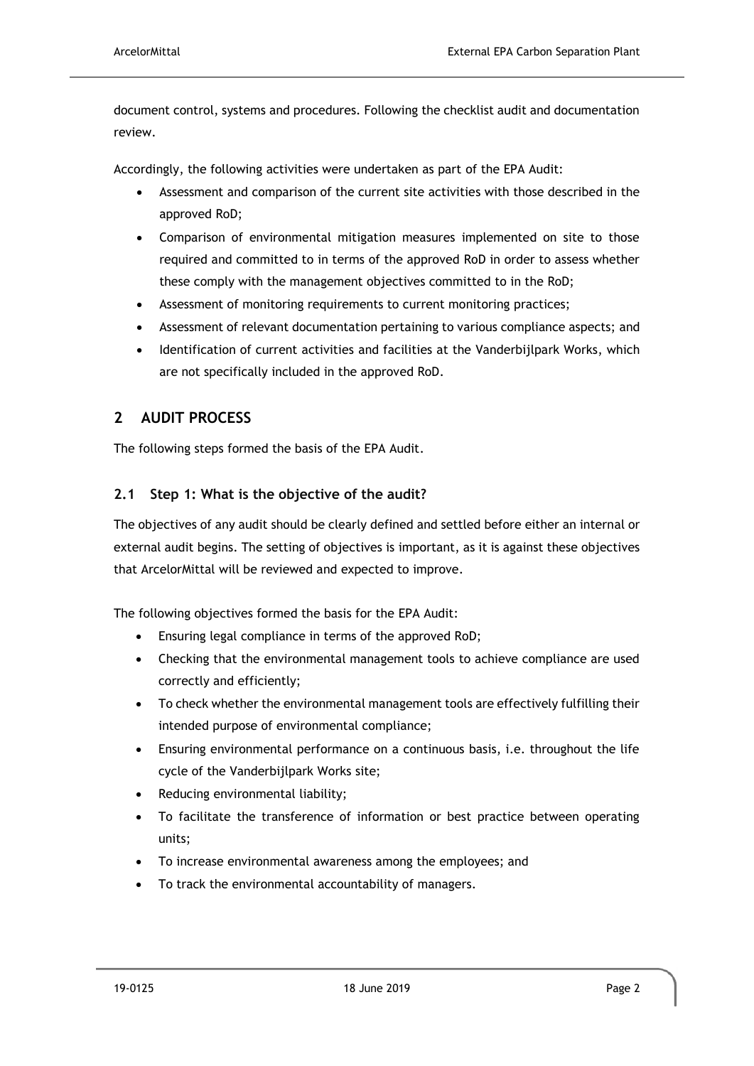document control, systems and procedures. Following the checklist audit and documentation review.

Accordingly, the following activities were undertaken as part of the EPA Audit:

- Assessment and comparison of the current site activities with those described in the approved RoD;
- Comparison of environmental mitigation measures implemented on site to those required and committed to in terms of the approved RoD in order to assess whether these comply with the management objectives committed to in the RoD;
- Assessment of monitoring requirements to current monitoring practices;
- Assessment of relevant documentation pertaining to various compliance aspects; and
- Identification of current activities and facilities at the Vanderbijlpark Works, which are not specifically included in the approved RoD.

# 2 AUDIT PROCESS

The following steps formed the basis of the EPA Audit.

## 2.1 Step 1: What is the objective of the audit?

The objectives of any audit should be clearly defined and settled before either an internal or external audit begins. The setting of objectives is important, as it is against these objectives that ArcelorMittal will be reviewed and expected to improve.

The following objectives formed the basis for the EPA Audit:

- Ensuring legal compliance in terms of the approved RoD;
- Checking that the environmental management tools to achieve compliance are used correctly and efficiently;
- To check whether the environmental management tools are effectively fulfilling their intended purpose of environmental compliance;
- Ensuring environmental performance on a continuous basis, i.e. throughout the life cycle of the Vanderbijlpark Works site;
- Reducing environmental liability;
- To facilitate the transference of information or best practice between operating units;
- To increase environmental awareness among the employees; and
- To track the environmental accountability of managers.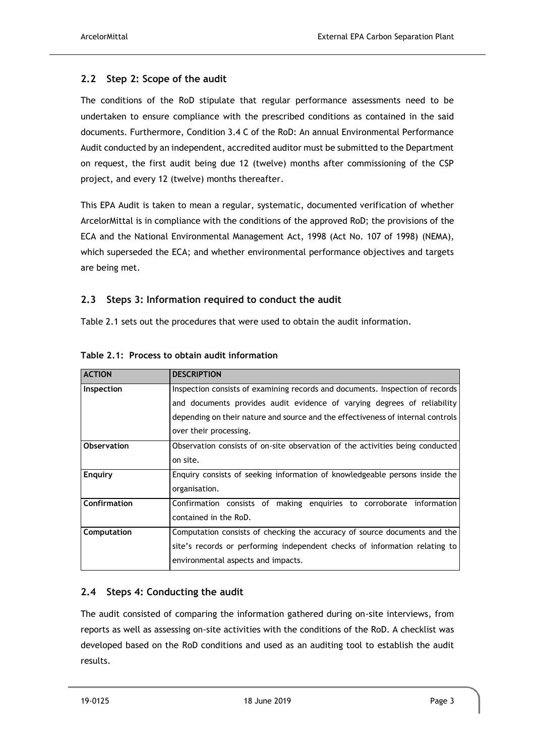## 2.2 Step 2: Scope of the audit

The conditions of the RoD stipulate that regular performance assessments need to be undertaken to ensure compliance with the prescribed conditions as contained in the said documents. Furthermore, Condition 3.4 C of the RoD: An annual Environmental Performance Audit conducted by an independent, accredited auditor must be submitted to the Department on request, the first audit being due 12 (twelve) months after commissioning of the CSP project, and every 12 (twelve) months thereafter.

This EPA Audit is taken to mean a regular, systematic, documented verification of whether ArcelorMittal is in compliance with the conditions of the approved RoD; the provisions of the ECA and the National Environmental Management Act, 1998 (Act No. 107 of 1998) (NEMA), which superseded the ECA; and whether environmental performance objectives and targets are being met.

## 2.3 Steps 3: Information required to conduct the audit

Table 2.1 sets out the procedures that were used to obtain the audit information.

**Table 2.1: Process to obtain audit information**

| ACTION | DESCRIPTION |
|---|---|
| **Inspection** | Inspection consists of examining records and documents. Inspection of records and documents provides audit evidence of varying degrees of reliability depending on their nature and source and the effectiveness of internal controls over their processing. |
| **Observation** | Observation consists of on-site observation of the activities being conducted on site. |
| **Enquiry** | Enquiry consists of seeking information of knowledgeable persons inside the organisation. |
| **Confirmation** | Confirmation consists of making enquiries to corroborate information contained in the RoD. |
| **Computation** | Computation consists of checking the accuracy of source documents and the site's records or performing independent checks of information relating to environmental aspects and impacts. |

## 2.4 Steps 4: Conducting the audit

The audit consisted of comparing the information gathered during on-site interviews, from reports as well as assessing on-site activities with the conditions of the RoD. A checklist was developed based on the RoD conditions and used as an auditing tool to establish the audit results.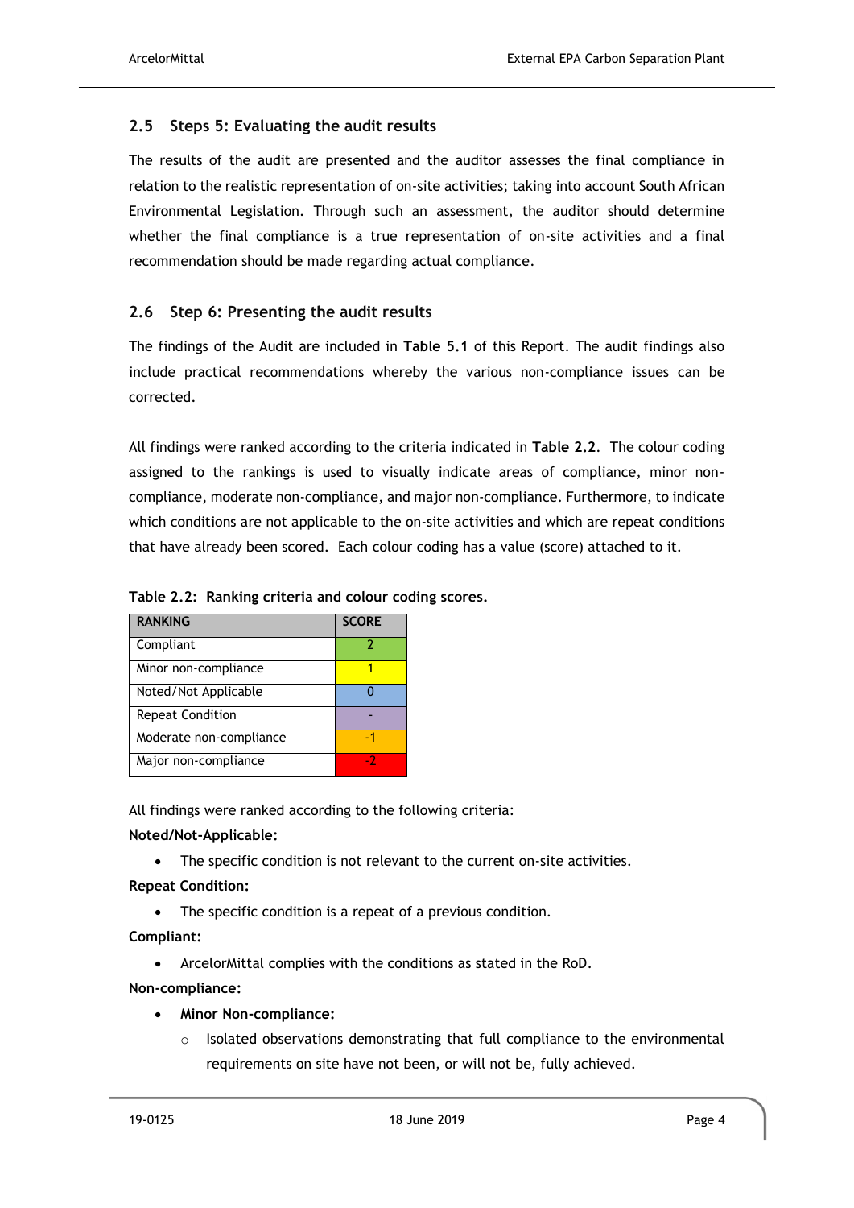## 2.5 Steps 5: Evaluating the audit results

The results of the audit are presented and the auditor assesses the final compliance in relation to the realistic representation of on-site activities; taking into account South African Environmental Legislation. Through such an assessment, the auditor should determine whether the final compliance is a true representation of on-site activities and a final recommendation should be made regarding actual compliance.

## 2.6 Step 6: Presenting the audit results

The findings of the Audit are included in **Table 5.1** of this Report. The audit findings also include practical recommendations whereby the various non-compliance issues can be corrected.

All findings were ranked according to the criteria indicated in **Table 2.2**. The colour coding assigned to the rankings is used to visually indicate areas of compliance, minor non-compliance, moderate non-compliance, and major non-compliance. Furthermore, to indicate which conditions are not applicable to the on-site activities and which are repeat conditions that have already been scored. Each colour coding has a value (score) attached to it.

**Table 2.2: Ranking criteria and colour coding scores.**

| RANKING | SCORE |
|---|---|
| Compliant | 2 |
| Minor non-compliance | 1 |
| Noted/Not Applicable | 0 |
| Repeat Condition | - |
| Moderate non-compliance | -1 |
| Major non-compliance | -2 |

All findings were ranked according to the following criteria:

**Noted/Not-Applicable:**

- The specific condition is not relevant to the current on-site activities.

**Repeat Condition:**

- The specific condition is a repeat of a previous condition.

**Compliant:**

- ArcelorMittal complies with the conditions as stated in the RoD.

**Non-compliance:**

- **Minor Non-compliance:**
  - Isolated observations demonstrating that full compliance to the environmental requirements on site have not been, or will not be, fully achieved.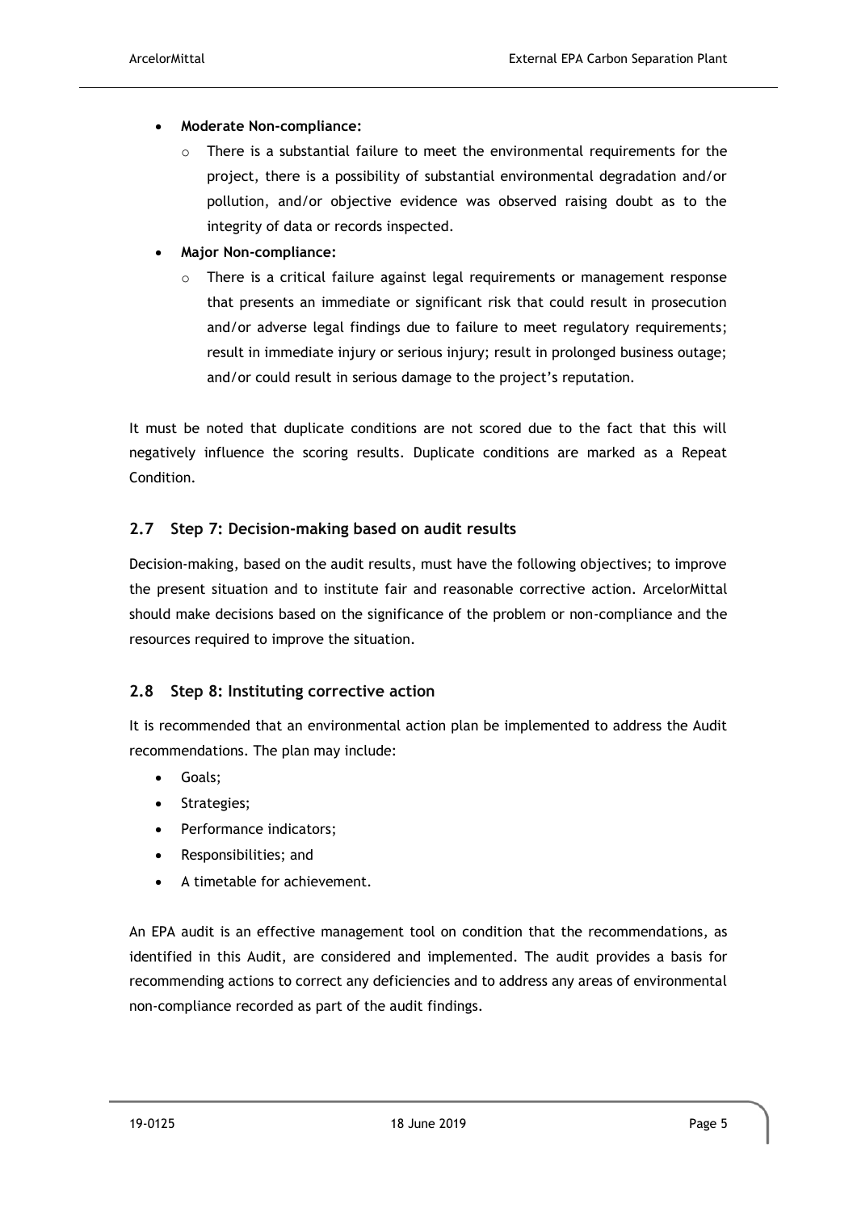- **Moderate Non-compliance:**
  - There is a substantial failure to meet the environmental requirements for the project, there is a possibility of substantial environmental degradation and/or pollution, and/or objective evidence was observed raising doubt as to the integrity of data or records inspected.
- **Major Non-compliance:**
  - There is a critical failure against legal requirements or management response that presents an immediate or significant risk that could result in prosecution and/or adverse legal findings due to failure to meet regulatory requirements; result in immediate injury or serious injury; result in prolonged business outage; and/or could result in serious damage to the project's reputation.

It must be noted that duplicate conditions are not scored due to the fact that this will negatively influence the scoring results. Duplicate conditions are marked as a Repeat Condition.

## 2.7 Step 7: Decision-making based on audit results

Decision-making, based on the audit results, must have the following objectives; to improve the present situation and to institute fair and reasonable corrective action. ArcelorMittal should make decisions based on the significance of the problem or non-compliance and the resources required to improve the situation.

## 2.8 Step 8: Instituting corrective action

It is recommended that an environmental action plan be implemented to address the Audit recommendations. The plan may include:

- Goals;
- Strategies;
- Performance indicators;
- Responsibilities; and
- A timetable for achievement.

An EPA audit is an effective management tool on condition that the recommendations, as identified in this Audit, are considered and implemented. The audit provides a basis for recommending actions to correct any deficiencies and to address any areas of environmental non-compliance recorded as part of the audit findings.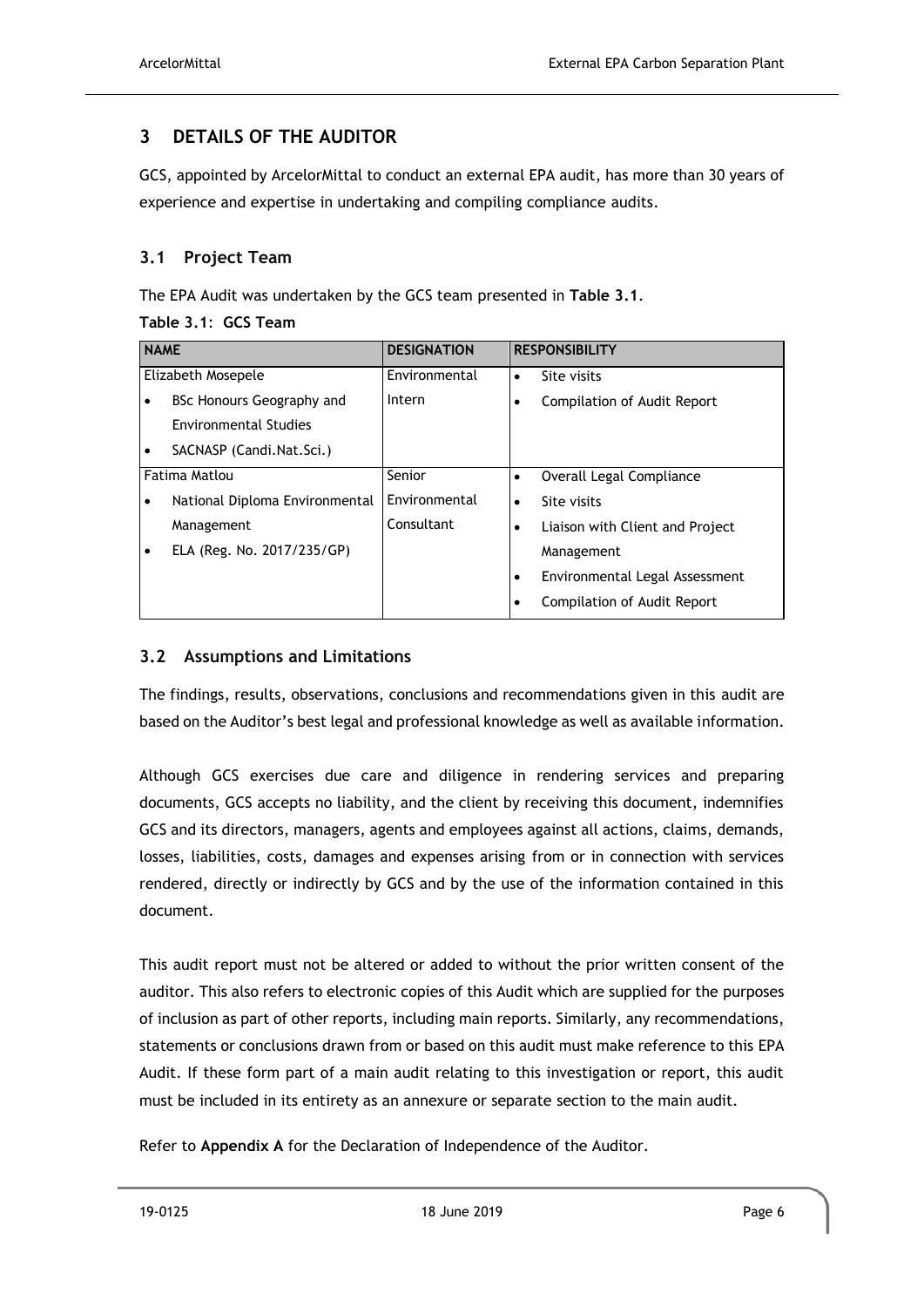## 3 DETAILS OF THE AUDITOR

GCS, appointed by ArcelorMittal to conduct an external EPA audit, has more than 30 years of experience and expertise in undertaking and compiling compliance audits.

### 3.1 Project Team

The EPA Audit was undertaken by the GCS team presented in **Table 3.1**.

**Table 3.1: GCS Team**

| NAME | DESIGNATION | RESPONSIBILITY |
|---|---|---|
| Elizabeth Mosepele<br>• BSc Honours Geography and Environmental Studies<br>• SACNASP (Candi.Nat.Sci.) | Environmental Intern | • Site visits<br>• Compilation of Audit Report |
| Fatima Matlou<br>• National Diploma Environmental Management<br>• ELA (Reg. No. 2017/235/GP) | Senior Environmental Consultant | • Overall Legal Compliance<br>• Site visits<br>• Liaison with Client and Project Management<br>• Environmental Legal Assessment<br>• Compilation of Audit Report |

### 3.2 Assumptions and Limitations

The findings, results, observations, conclusions and recommendations given in this audit are based on the Auditor's best legal and professional knowledge as well as available information.

Although GCS exercises due care and diligence in rendering services and preparing documents, GCS accepts no liability, and the client by receiving this document, indemnifies GCS and its directors, managers, agents and employees against all actions, claims, demands, losses, liabilities, costs, damages and expenses arising from or in connection with services rendered, directly or indirectly by GCS and by the use of the information contained in this document.

This audit report must not be altered or added to without the prior written consent of the auditor. This also refers to electronic copies of this Audit which are supplied for the purposes of inclusion as part of other reports, including main reports. Similarly, any recommendations, statements or conclusions drawn from or based on this audit must make reference to this EPA Audit. If these form part of a main audit relating to this investigation or report, this audit must be included in its entirety as an annexure or separate section to the main audit.

Refer to **Appendix A** for the Declaration of Independence of the Auditor.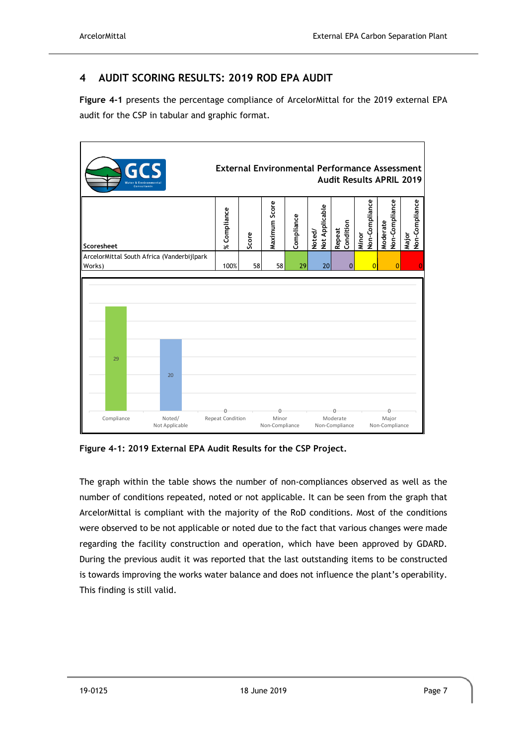## 4 AUDIT SCORING RESULTS: 2019 ROD EPA AUDIT

**Figure 4-1** presents the percentage compliance of ArcelorMittal for the 2019 external EPA audit for the CSP in tabular and graphic format.

**External Environmental Performance Assessment Audit Results APRIL 2019**

| Scoresheet | % Compliance | Score | Maximum Score | Compliance | Noted/ Not Applicable | Repeat Condition | Minor Non-Compliance | Moderate Non-Compliance | Major Non-Compliance |
|---|---|---|---|---|---|---|---|---|---|
| ArcelorMittal South Africa (Vanderbijlpark Works) | 100% | 58 | 58 | 29 | 20 | 0 | 0 | 0 | 0 |

| Category | Count |
|---|---|
| Compliance | 29 |
| Noted/ Not Applicable | 20 |
| Repeat Condition | 0 |
| Minor Non-Compliance | 0 |
| Moderate Non-Compliance | 0 |
| Major Non-Compliance | 0 |

**Figure 4-1: 2019 External EPA Audit Results for the CSP Project.**

The graph within the table shows the number of non-compliances observed as well as the number of conditions repeated, noted or not applicable. It can be seen from the graph that ArcelorMittal is compliant with the majority of the RoD conditions. Most of the conditions were observed to be not applicable or noted due to the fact that various changes were made regarding the facility construction and operation, which have been approved by GDARD. During the previous audit it was reported that the last outstanding items to be constructed is towards improving the works water balance and does not influence the plant's operability. This finding is still valid.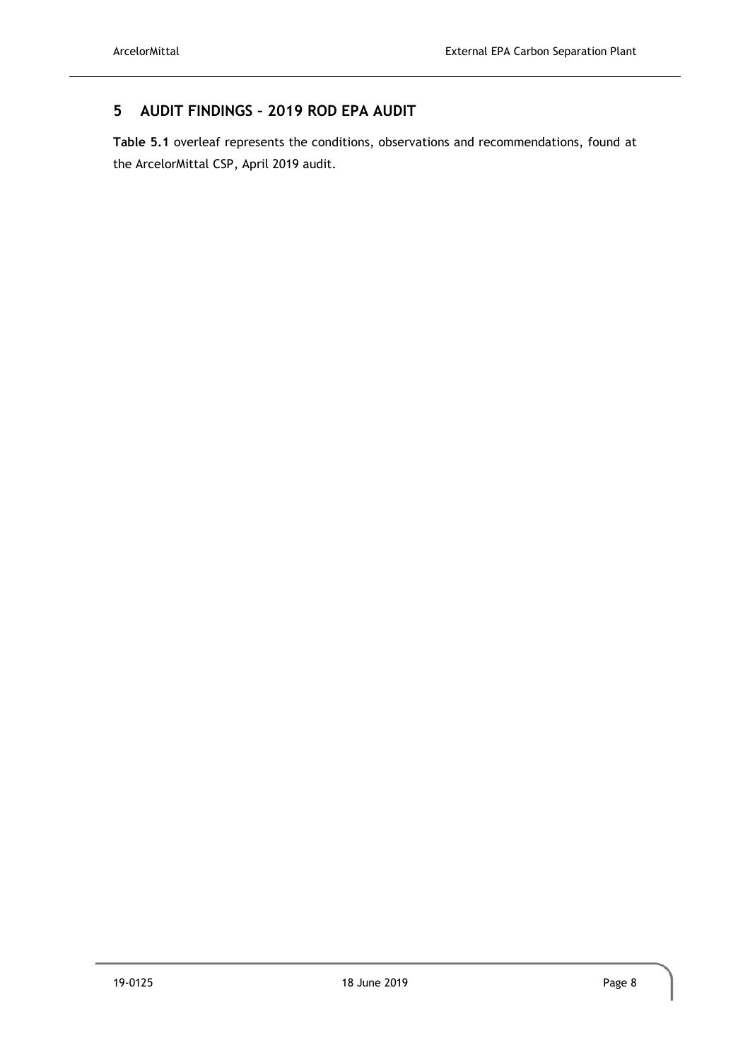# 5 AUDIT FINDINGS – 2019 ROD EPA AUDIT

**Table 5.1** overleaf represents the conditions, observations and recommendations, found at the ArcelorMittal CSP, April 2019 audit.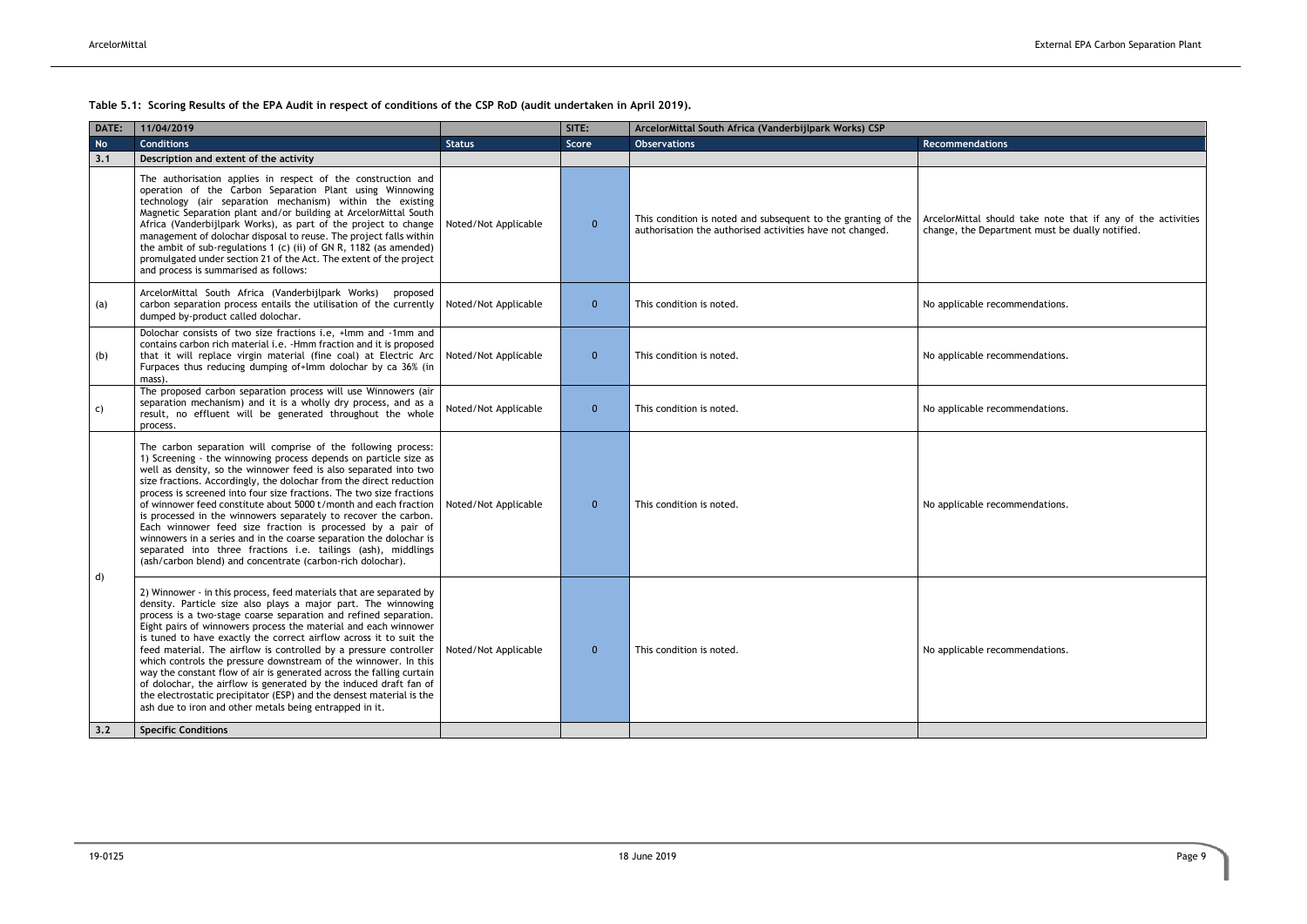**Table 5.1: Scoring Results of the EPA Audit in respect of conditions of the CSP RoD (audit undertaken in April 2019).**

| DATE: | 11/04/2019 | | SITE: | ArcelorMittal South Africa (Vanderbijlpark Works) CSP | |
|---|---|---|---|---|---|
| **No** | **Conditions** | **Status** | **Score** | **Observations** | **Recommendations** |
| **3.1** | **Description and extent of the activity** | | | | |
| | The authorisation applies in respect of the construction and operation of the Carbon Separation Plant using Winnowing technology (air separation mechanism) within the existing Magnetic Separation plant and/or building at ArcelorMittal South Africa (Vanderbijlpark Works), as part of the project to change management of dolochar disposal to reuse. The project falls within the ambit of sub-regulations 1 (c) (ii) of GN R, 1182 (as amended) promulgated under section 21 of the Act. The extent of the project and process is summarised as follows: | Noted/Not Applicable | 0 | This condition is noted and subsequent to the granting of the authorisation the authorised activities have not changed. | ArcelorMittal should take note that if any of the activities change, the Department must be dually notified. |
| (a) | ArcelorMittal South Africa (Vanderbijlpark Works) proposed carbon separation process entails the utilisation of the currently dumped by-product called dolochar. | Noted/Not Applicable | 0 | This condition is noted. | No applicable recommendations. |
| (b) | Dolochar consists of two size fractions i.e, +lmm and -1mm and contains carbon rich material i.e. -Hmm fraction and it is proposed that it will replace virgin material (fine coal) at Electric Arc Furpaces thus reducing dumping of+lmm dolochar by ca 36% (in mass). | Noted/Not Applicable | 0 | This condition is noted. | No applicable recommendations. |
| c) | The proposed carbon separation process will use Winnowers (air separation mechanism) and it is a wholly dry process, and as a result, no effluent will be generated throughout the whole process. | Noted/Not Applicable | 0 | This condition is noted. | No applicable recommendations. |
| d) | The carbon separation will comprise of the following process: 1) Screening - the winnowing process depends on particle size as well as density, so the winnower feed is also separated into two size fractions. Accordingly, the dolochar from the direct reduction process is screened into four size fractions. The two size fractions of winnower feed constitute about 5000 t/month and each fraction is processed in the winnowers separately to recover the carbon. Each winnower feed size fraction is processed by a pair of winnowers in a series and in the coarse separation the dolochar is separated into three fractions i.e. tailings (ash), middlings (ash/carbon blend) and concentrate (carbon-rich dolochar). | Noted/Not Applicable | 0 | This condition is noted. | No applicable recommendations. |
| | 2) Winnower - in this process, feed materials that are separated by density. Particle size also plays a major part. The winnowing process is a two-stage coarse separation and refined separation. Eight pairs of winnowers process the material and each winnower is tuned to have exactly the correct airflow across it to suit the feed material. The airflow is controlled by a pressure controller which controls the pressure downstream of the winnower. In this way the constant flow of air is generated across the falling curtain of dolochar, the airflow is generated by the induced draft fan of the electrostatic precipitator (ESP) and the densest material is the ash due to iron and other metals being entrapped in it. | Noted/Not Applicable | 0 | This condition is noted. | No applicable recommendations. |
| **3.2** | **Specific Conditions** | | | | |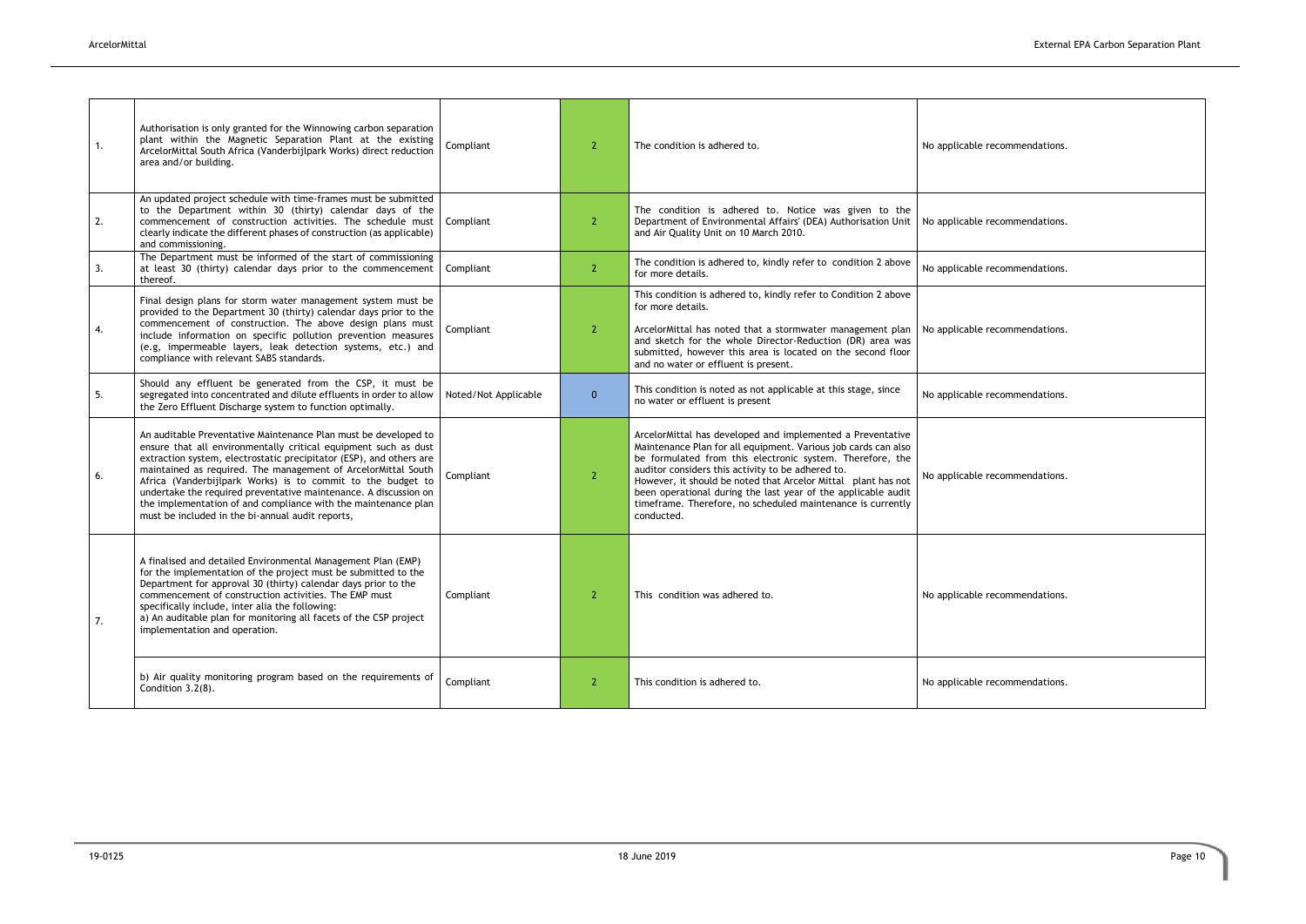| | | | | | |
|---|---|---|---|---|---|
| 1. | Authorisation is only granted for the Winnowing carbon separation plant within the Magnetic Separation Plant at the existing ArcelorMittal South Africa (Vanderbijlpark Works) direct reduction area and/or building. | Compliant | 2 | The condition is adhered to. | No applicable recommendations. |
| 2. | An updated project schedule with time-frames must be submitted to the Department within 30 (thirty) calendar days of the commencement of construction activities. The schedule must clearly indicate the different phases of construction (as applicable) and commissioning. | Compliant | 2 | The condition is adhered to. Notice was given to the Department of Environmental Affairs' (DEA) Authorisation Unit and Air Quality Unit on 10 March 2010. | No applicable recommendations. |
| 3. | The Department must be informed of the start of commissioning at least 30 (thirty) calendar days prior to the commencement thereof. | Compliant | 2 | The condition is adhered to, kindly refer to condition 2 above for more details. | No applicable recommendations. |
| 4. | Final design plans for storm water management system must be provided to the Department 30 (thirty) calendar days prior to the commencement of construction. The above design plans must include information on specific pollution prevention measures (e.g, impermeable layers, leak detection systems, etc.) and compliance with relevant SABS standards. | Compliant | 2 | This condition is adhered to, kindly refer to Condition 2 above for more details.<br><br>ArcelorMittal has noted that a stormwater management plan and sketch for the whole Director-Reduction (DR) area was submitted, however this area is located on the second floor and no water or effluent is present. | No applicable recommendations. |
| 5. | Should any effluent be generated from the CSP, it must be segregated into concentrated and dilute effluents in order to allow the Zero Effluent Discharge system to function optimally. | Noted/Not Applicable | 0 | This condition is noted as not applicable at this stage, since no water or effluent is present | No applicable recommendations. |
| 6. | An auditable Preventative Maintenance Plan must be developed to ensure that all environmentally critical equipment such as dust extraction system, electrostatic precipitator (ESP), and others are maintained as required. The management of ArcelorMittal South Africa (Vanderbijlpark Works) is to commit to the budget to undertake the required preventative maintenance. A discussion on the implementation of and compliance with the maintenance plan must be included in the bi-annual audit reports, | Compliant | 2 | ArcelorMittal has developed and implemented a Preventative Maintenance Plan for all equipment. Various job cards can also be formulated from this electronic system. Therefore, the auditor considers this activity to be adhered to.<br>However, it should be noted that Arcelor Mittal plant has not been operational during the last year of the applicable audit timeframe. Therefore, no scheduled maintenance is currently conducted. | No applicable recommendations. |
| 7. | A finalised and detailed Environmental Management Plan (EMP) for the implementation of the project must be submitted to the Department for approval 30 (thirty) calendar days prior to the commencement of construction activities. The EMP must specifically include, inter alia the following:<br>a) An auditable plan for monitoring all facets of the CSP project implementation and operation. | Compliant | 2 | This condition was adhered to. | No applicable recommendations. |
| | b) Air quality monitoring program based on the requirements of Condition 3.2(8). | Compliant | 2 | This condition is adhered to. | No applicable recommendations. |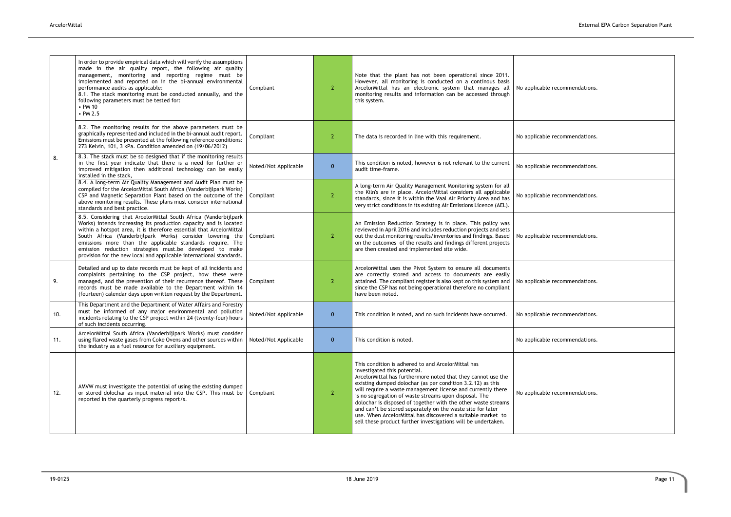| | | | | | |
|---|---|---|---|---|---|
| 8. | In order to provide empirical data which will verify the assumptions made in the air quality report, the following air quality management, monitoring and reporting regime must be implemented and reported on in the bi-annual environmental performance audits as applicable:<br>8.1. The stack monitoring must be conducted annually, and the following parameters must be tested for:<br>• PM 10<br>• PM 2.5 | Compliant | 2 | Note that the plant has not been operational since 2011. However, all monitoring is conducted on a continous basis ArcelorMittal has an electronic system that manages all monitoring results and information can be accessed through this system. | No applicable recommendations. |
| | 8.2. The monitoring results for the above parameters must be graphically represented and included in the bi-annual audit report. Emissions must be presented at the following reference conditions: 273 Kelvin, 101, 3 kPa. Condition amended on (19/06/2012) | Compliant | 2 | The data is recorded in line with this requirement. | No applicable recommendations. |
| | 8.3. The stack must be so designed that if the monitoring results in the first year indicate that there is a need for further or improved mitigation then additional technology can be easily installed in the stack, | Noted/Not Applicable | 0 | This condition is noted, however is not relevant to the current audit time-frame. | No applicable recommendations. |
| | 8.4. A long-term Air Quality Management and Audit Plan must be compiled for the ArcelorMittal South Africa (Vanderbijlpark Works) CSP and Magnetic Separation Plant based on the outcome of the above monitoring results. These plans must consider international standards and best practice. | Compliant | 2 | A long-term Air Quality Management Monitoring system for all the Kiln's are in place. ArcelorMittal considers all applicable standards, since it is within the Vaal Air Priority Area and has very strict conditions in its existing Air Emissions Licence (AEL). | No applicable recommendations. |
| | 8.5. Considering that ArcelorMittal South Africa (Vanderbijlpark Works) intends increasing its production capacity and is located within a hotspot area, it is therefore essential that ArcelorMittal South Africa (Vanderbijlpark Works) consider lowering the emissions more than the applicable standards require. The emission reduction strategies must.be developed to make provision for the new local and applicable international standards. | Compliant | 2 | An Emission Reduction Strategy is in place. This policy was reviewed in April 2016 and includes reduction projects and sets out the dust monitoring results/inventories and findings. Based on the outcomes of the results and findings different projects are then created and implemented site wide. | No applicable recommendations. |
| 9. | Detailed and up to date records must be kept of all incidents and complaints pertaining to the CSP project, how these were managed, and the prevention of their recurrence thereof. These records must be made available to the Department within 14 (fourteen) calendar days upon written request by the Department. | Compliant | 2 | ArcelorMittal uses the Pivot System to ensure all documents are correctly stored and access to documents are easily attained. The compliant register is also kept on this system and since the CSP has not being operational therefore no compliant have been noted. | No applicable recommendations. |
| 10. | This Department and the Department of Water Affairs and Forestry must be informed of any major environmental and pollution incidents relating to the CSP project within 24 (twenty-four) hours of such incidents occurring. | Noted/Not Applicable | 0 | This condition is noted, and no such incidents have occurred. | No applicable recommendations. |
| 11. | ArcelorMittal South Africa (Vanderbijlpark Works) must consider using flared waste gases from Coke Ovens and other sources within the industry as a fuel resource for auxiliary equipment. | Noted/Not Applicable | 0 | This condition is noted. | No applicable recommendations. |
| 12. | AMVW must investigate the potential of using the existing dumped or stored dolochar as input material into the CSP. This must be reported in the quarterly progress report/s. | Compliant | 2 | This condition is adhered to and ArcelorMittal has investigated this potential.<br>ArcelorMittal has furthermore noted that they cannot use the existing dumped dolochar (as per condition 3.2.12) as this will require a waste management license and currently there is no segregation of waste streams upon disposal. The dolochar is disposed of together with the other waste streams and can't be stored separately on the waste site for later use. When ArcelorMittal has discovered a suitable market to sell these product further investigations will be undertaken. | No applicable recommendations. |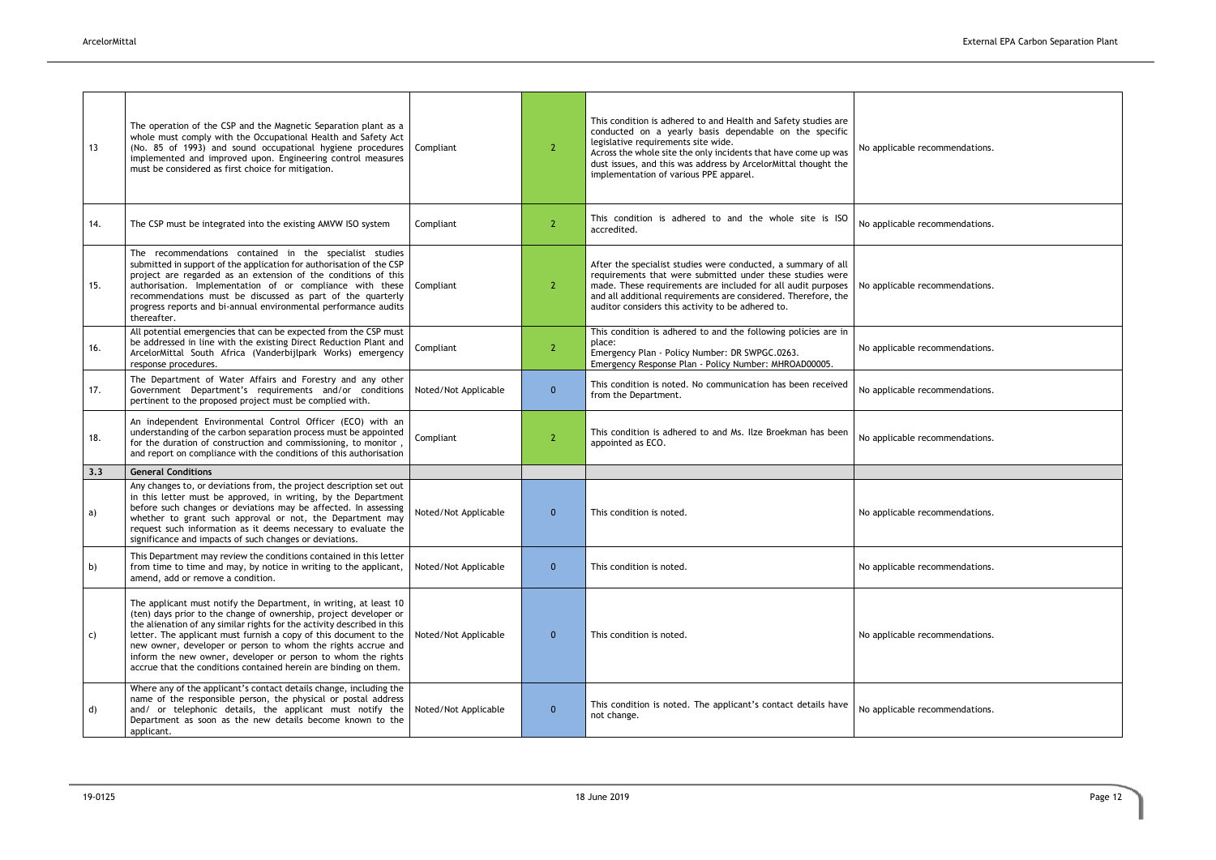| | | | | | |
|---|---|---|---|---|---|
| 13 | The operation of the CSP and the Magnetic Separation plant as a whole must comply with the Occupational Health and Safety Act (No. 85 of 1993) and sound occupational hygiene procedures implemented and improved upon. Engineering control measures must be considered as first choice for mitigation. | Compliant | 2 | This condition is adhered to and Health and Safety studies are conducted on a yearly basis dependable on the specific legislative requirements site wide. Across the whole site the only incidents that have come up was dust issues, and this was address by ArcelorMittal thought the implementation of various PPE apparel. | No applicable recommendations. |
| 14. | The CSP must be integrated into the existing AMVW ISO system | Compliant | 2 | This condition is adhered to and the whole site is ISO accredited. | No applicable recommendations. |
| 15. | The recommendations contained in the specialist studies submitted in support of the application for authorisation of the CSP project are regarded as an extension of the conditions of this authorisation. Implementation of or compliance with these recommendations must be discussed as part of the quarterly progress reports and bi-annual environmental performance audits thereafter. | Compliant | 2 | After the specialist studies were conducted, a summary of all requirements that were submitted under these studies were made. These requirements are included for all audit purposes and all additional requirements are considered. Therefore, the auditor considers this activity to be adhered to. | No applicable recommendations. |
| 16. | All potential emergencies that can be expected from the CSP must be addressed in line with the existing Direct Reduction Plant and ArcelorMittal South Africa (Vanderbijlpark Works) emergency response procedures. | Compliant | 2 | This condition is adhered to and the following policies are in place:<br>Emergency Plan - Policy Number: DR SWPGC.0263.<br>Emergency Response Plan - Policy Number: MHROAD00005. | No applicable recommendations. |
| 17. | The Department of Water Affairs and Forestry and any other Government Department's requirements and/or conditions pertinent to the proposed project must be complied with. | Noted/Not Applicable | 0 | This condition is noted. No communication has been received from the Department. | No applicable recommendations. |
| 18. | An independent Environmental Control Officer (ECO) with an understanding of the carbon separation process must be appointed for the duration of construction and commissioning, to monitor , and report on compliance with the conditions of this authorisation | Compliant | 2 | This condition is adhered to and Ms. Ilze Broekman has been appointed as ECO. | No applicable recommendations. |
| **3.3** | **General Conditions** | | | | |
| a) | Any changes to, or deviations from, the project description set out in this letter must be approved, in writing, by the Department before such changes or deviations may be affected. In assessing whether to grant such approval or not, the Department may request such information as it deems necessary to evaluate the significance and impacts of such changes or deviations. | Noted/Not Applicable | 0 | This condition is noted. | No applicable recommendations. |
| b) | This Department may review the conditions contained in this letter from time to time and may, by notice in writing to the applicant, amend, add or remove a condition. | Noted/Not Applicable | 0 | This condition is noted. | No applicable recommendations. |
| c) | The applicant must notify the Department, in writing, at least 10 (ten) days prior to the change of ownership, project developer or the alienation of any similar rights for the activity described in this letter. The applicant must furnish a copy of this document to the new owner, developer or person to whom the rights accrue and inform the new owner, developer or person to whom the rights accrue that the conditions contained herein are binding on them. | Noted/Not Applicable | 0 | This condition is noted. | No applicable recommendations. |
| d) | Where any of the applicant's contact details change, including the name of the responsible person, the physical or postal address and/ or telephonic details, the applicant must notify the Department as soon as the new details become known to the applicant. | Noted/Not Applicable | 0 | This condition is noted. The applicant's contact details have not change. | No applicable recommendations. |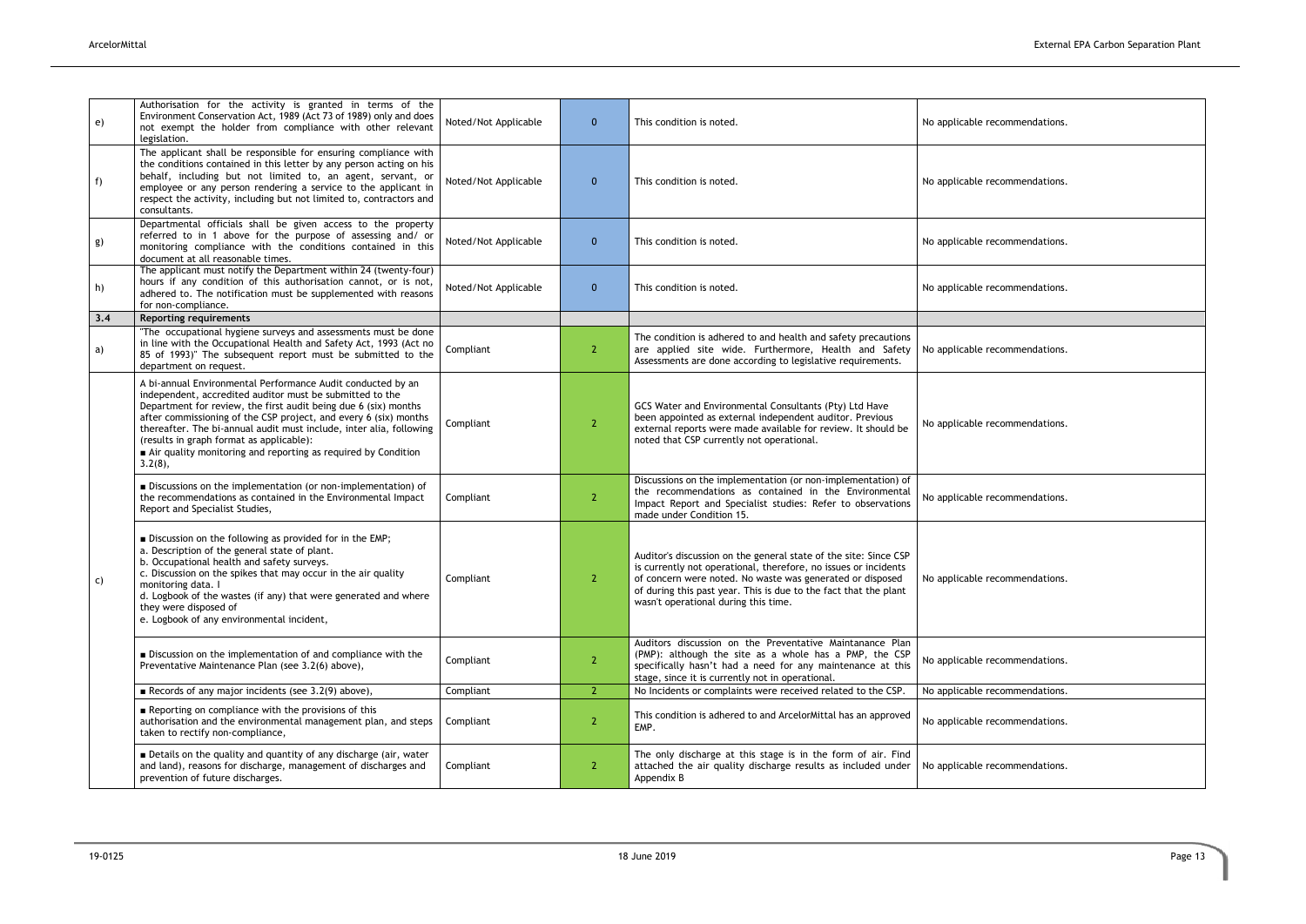| | | | | | |
|---|---|---|---|---|---|
| e) | Authorisation for the activity is granted in terms of the Environment Conservation Act, 1989 (Act 73 of 1989) only and does not exempt the holder from compliance with other relevant legislation. | Noted/Not Applicable | 0 | This condition is noted. | No applicable recommendations. |
| f) | The applicant shall be responsible for ensuring compliance with the conditions contained in this letter by any person acting on his behalf, including but not limited to, an agent, servant, or employee or any person rendering a service to the applicant in respect the activity, including but not limited to, contractors and consultants. | Noted/Not Applicable | 0 | This condition is noted. | No applicable recommendations. |
| g) | Departmental officials shall be given access to the property referred to in 1 above for the purpose of assessing and/ or monitoring compliance with the conditions contained in this document at all reasonable times. | Noted/Not Applicable | 0 | This condition is noted. | No applicable recommendations. |
| h) | The applicant must notify the Department within 24 (twenty-four) hours if any condition of this authorisation cannot, or is not, adhered to. The notification must be supplemented with reasons for non-compliance. | Noted/Not Applicable | 0 | This condition is noted. | No applicable recommendations. |
| **3.4** | **Reporting requirements** | | | | |
| a) | "The occupational hygiene surveys and assessments must be done in line with the Occupational Health and Safety Act, 1993 (Act no 85 of 1993)" The subsequent report must be submitted to the department on request. | Compliant | 2 | The condition is adhered to and health and safety precautions are applied site wide. Furthermore, Health and Safety Assessments are done according to legislative requirements. | No applicable recommendations. |
| c) | A bi-annual Environmental Performance Audit conducted by an independent, accredited auditor must be submitted to the Department for review, the first audit being due 6 (six) months after commissioning of the CSP project, and every 6 (six) months thereafter. The bi-annual audit must include, inter alia, following (results in graph format as applicable):<br>■ Air quality monitoring and reporting as required by Condition 3.2(8), | Compliant | 2 | GCS Water and Environmental Consultants (Pty) Ltd Have been appointed as external independent auditor. Previous external reports were made available for review. It should be noted that CSP currently not operational. | No applicable recommendations. |
| | ■ Discussions on the implementation (or non-implementation) of the recommendations as contained in the Environmental Impact Report and Specialist Studies, | Compliant | 2 | Discussions on the implementation (or non-implementation) of the recommendations as contained in the Environmental Impact Report and Specialist studies: Refer to observations made under Condition 15. | No applicable recommendations. |
| | ■ Discussion on the following as provided for in the EMP;<br>a. Description of the general state of plant.<br>b. Occupational health and safety surveys.<br>c. Discussion on the spikes that may occur in the air quality monitoring data. I<br>d. Logbook of the wastes (if any) that were generated and where they were disposed of<br>e. Logbook of any environmental incident, | Compliant | 2 | Auditor's discussion on the general state of the site: Since CSP is currently not operational, therefore, no issues or incidents of concern were noted. No waste was generated or disposed of during this past year. This is due to the fact that the plant wasn't operational during this time. | No applicable recommendations. |
| | ■ Discussion on the implementation of and compliance with the Preventative Maintenance Plan (see 3.2(6) above), | Compliant | 2 | Auditors discussion on the Preventative Maintanance Plan (PMP): although the site as a whole has a PMP, the CSP specifically hasn't had a need for any maintenance at this stage, since it is currently not in operational. | No applicable recommendations. |
| | ■ Records of any major incidents (see 3.2(9) above), | Compliant | 2 | No Incidents or complaints were received related to the CSP. | No applicable recommendations. |
| | ■ Reporting on compliance with the provisions of this authorisation and the environmental management plan, and steps taken to rectify non-compliance, | Compliant | 2 | This condition is adhered to and ArcelorMittal has an approved EMP. | No applicable recommendations. |
| | ■ Details on the quality and quantity of any discharge (air, water and land), reasons for discharge, management of discharges and prevention of future discharges. | Compliant | 2 | The only discharge at this stage is in the form of air. Find attached the air quality discharge results as included under Appendix B | No applicable recommendations. |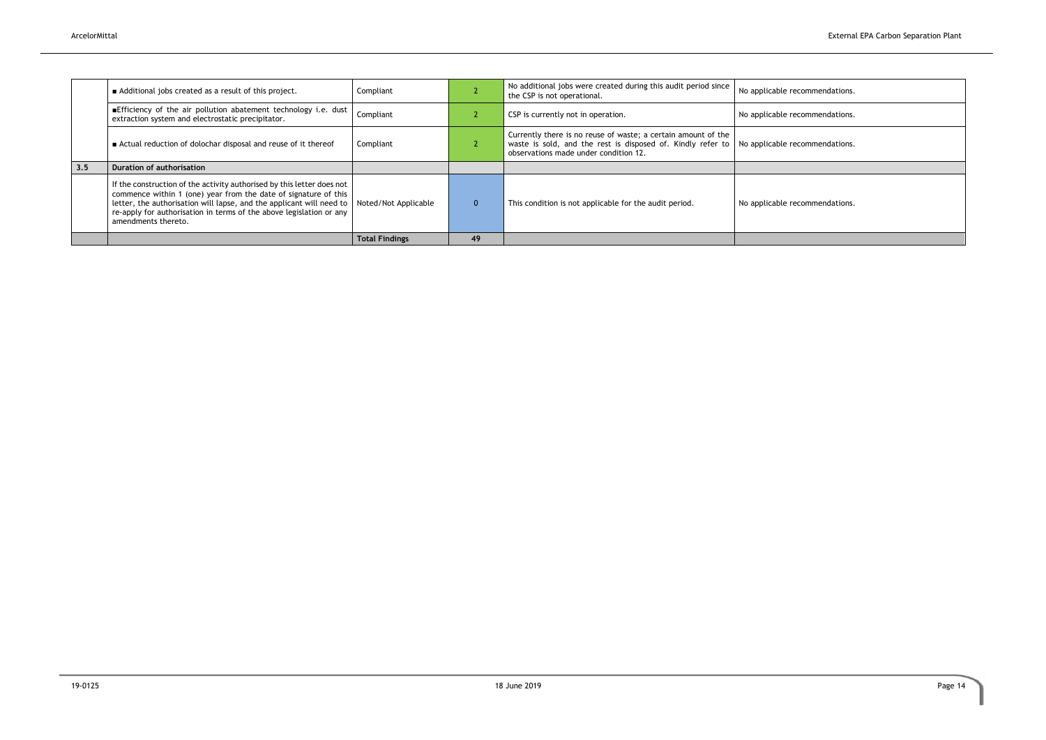| | | | | | |
|---|---|---|---|---|---|
| | ■ Additional jobs created as a result of this project. | Compliant | 2 | No additional jobs were created during this audit period since the CSP is not operational. | No applicable recommendations. |
| | ■Efficiency of the air pollution abatement technology i.e. dust extraction system and electrostatic precipitator. | Compliant | 2 | CSP is currently not in operation. | No applicable recommendations. |
| | ■ Actual reduction of dolochar disposal and reuse of it thereof | Compliant | 2 | Currently there is no reuse of waste; a certain amount of the waste is sold, and the rest is disposed of. Kindly refer to observations made under condition 12. | No applicable recommendations. |
| **3.5** | **Duration of authorisation** | | | | |
| | If the construction of the activity authorised by this letter does not commence within 1 (one) year from the date of signature of this letter, the authorisation will lapse, and the applicant will need to re-apply for authorisation in terms of the above legislation or any amendments thereto. | Noted/Not Applicable | 0 | This condition is not applicable for the audit period. | No applicable recommendations. |
| | | **Total Findings** | **49** | | |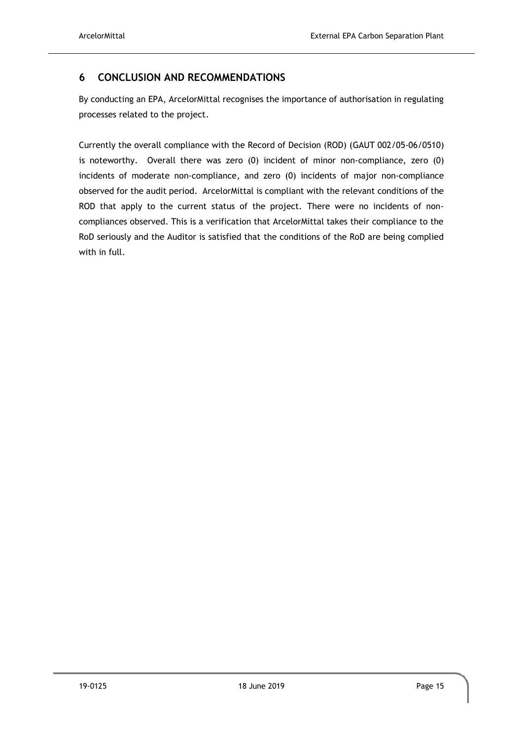## 6 CONCLUSION AND RECOMMENDATIONS

By conducting an EPA, ArcelorMittal recognises the importance of authorisation in regulating processes related to the project.

Currently the overall compliance with the Record of Decision (ROD) (GAUT 002/05-06/0510) is noteworthy. Overall there was zero (0) incident of minor non-compliance, zero (0) incidents of moderate non-compliance, and zero (0) incidents of major non-compliance observed for the audit period. ArcelorMittal is compliant with the relevant conditions of the ROD that apply to the current status of the project. There were no incidents of non-compliances observed. This is a verification that ArcelorMittal takes their compliance to the RoD seriously and the Auditor is satisfied that the conditions of the RoD are being complied with in full.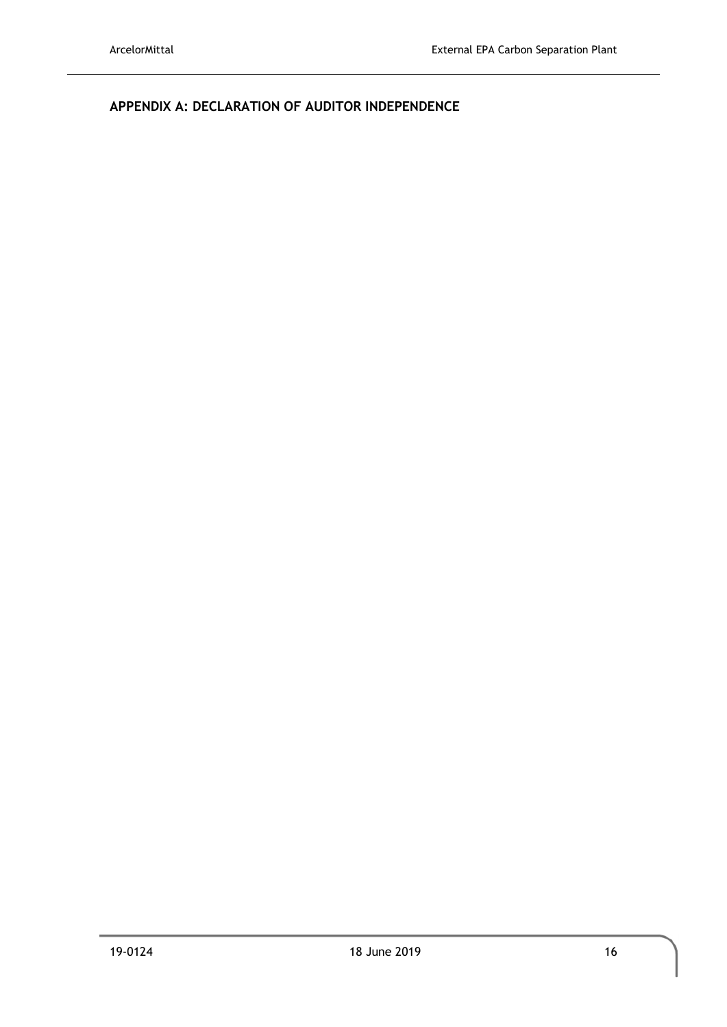## APPENDIX A: DECLARATION OF AUDITOR INDEPENDENCE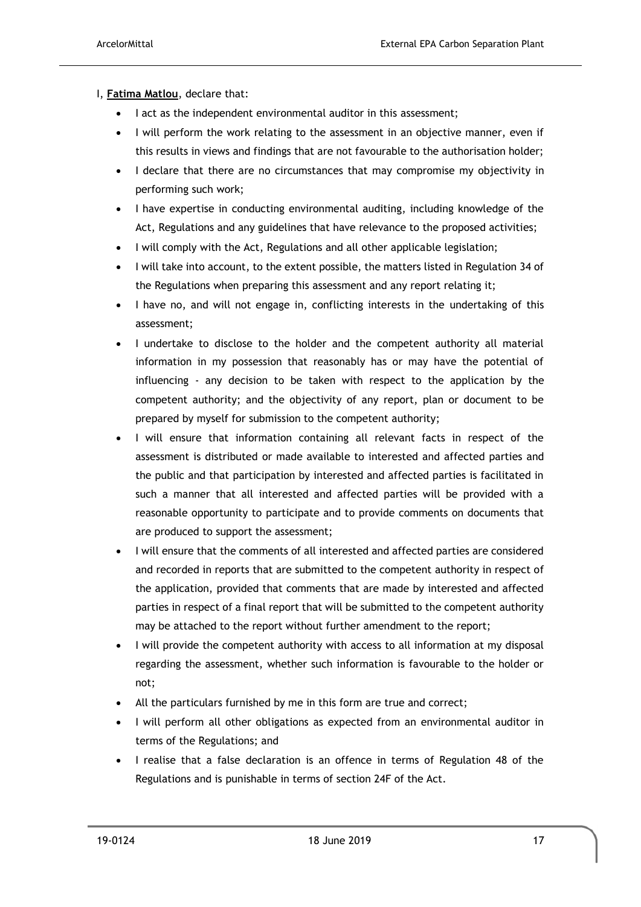I, **Fatima Matlou**, declare that:

- I act as the independent environmental auditor in this assessment;
- I will perform the work relating to the assessment in an objective manner, even if this results in views and findings that are not favourable to the authorisation holder;
- I declare that there are no circumstances that may compromise my objectivity in performing such work;
- I have expertise in conducting environmental auditing, including knowledge of the Act, Regulations and any guidelines that have relevance to the proposed activities;
- I will comply with the Act, Regulations and all other applicable legislation;
- I will take into account, to the extent possible, the matters listed in Regulation 34 of the Regulations when preparing this assessment and any report relating it;
- I have no, and will not engage in, conflicting interests in the undertaking of this assessment;
- I undertake to disclose to the holder and the competent authority all material information in my possession that reasonably has or may have the potential of influencing - any decision to be taken with respect to the application by the competent authority; and the objectivity of any report, plan or document to be prepared by myself for submission to the competent authority;
- I will ensure that information containing all relevant facts in respect of the assessment is distributed or made available to interested and affected parties and the public and that participation by interested and affected parties is facilitated in such a manner that all interested and affected parties will be provided with a reasonable opportunity to participate and to provide comments on documents that are produced to support the assessment;
- I will ensure that the comments of all interested and affected parties are considered and recorded in reports that are submitted to the competent authority in respect of the application, provided that comments that are made by interested and affected parties in respect of a final report that will be submitted to the competent authority may be attached to the report without further amendment to the report;
- I will provide the competent authority with access to all information at my disposal regarding the assessment, whether such information is favourable to the holder or not;
- All the particulars furnished by me in this form are true and correct;
- I will perform all other obligations as expected from an environmental auditor in terms of the Regulations; and
- I realise that a false declaration is an offence in terms of Regulation 48 of the Regulations and is punishable in terms of section 24F of the Act.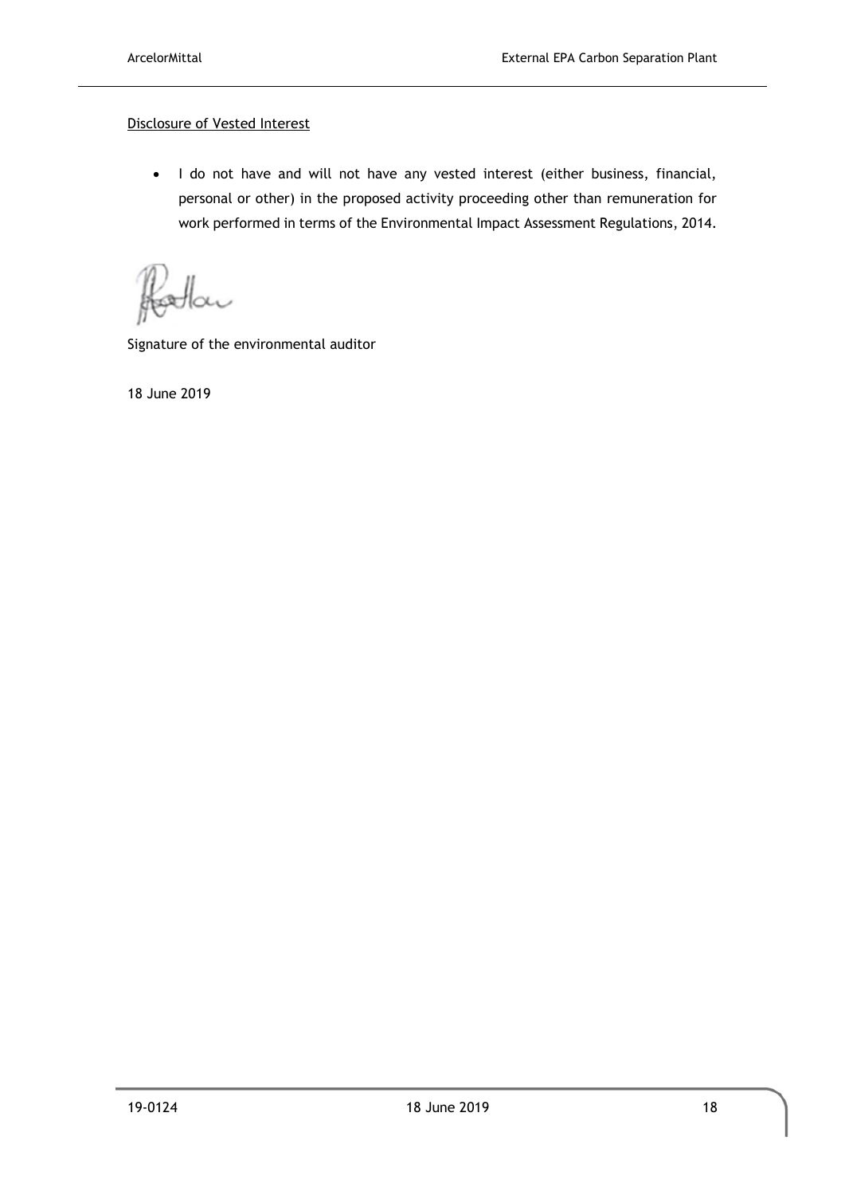<u>Disclosure of Vested Interest</u>

- I do not have and will not have any vested interest (either business, financial, personal or other) in the proposed activity proceeding other than remuneration for work performed in terms of the Environmental Impact Assessment Regulations, 2014.

Signature of the environmental auditor

18 June 2019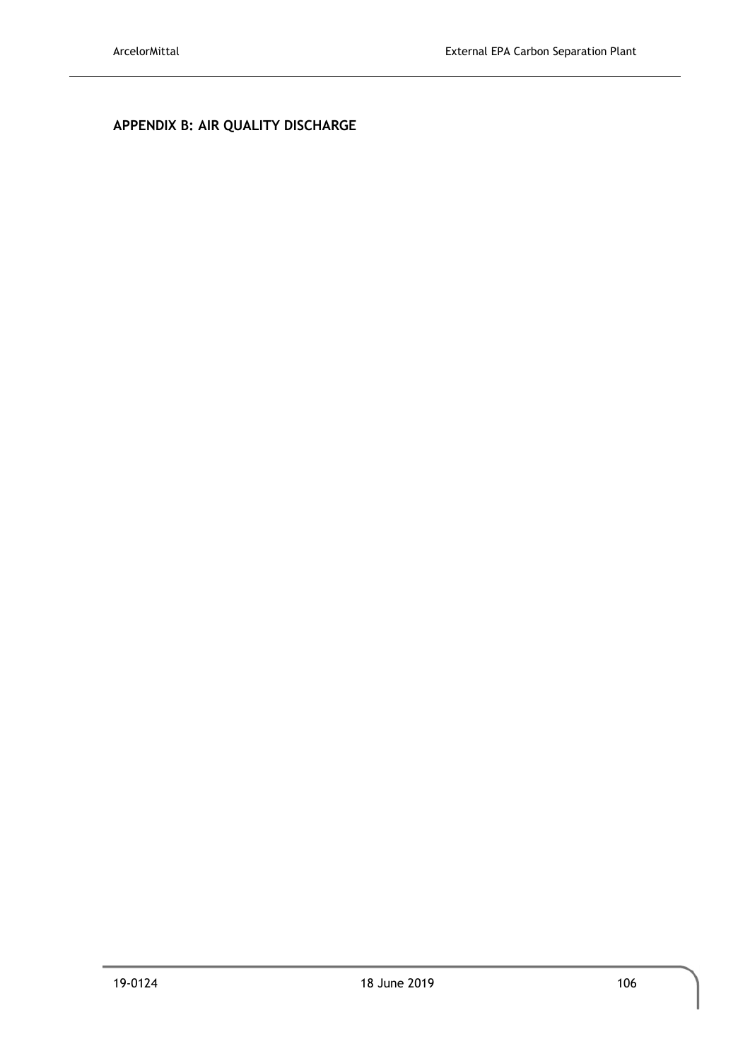## APPENDIX B: AIR QUALITY DISCHARGE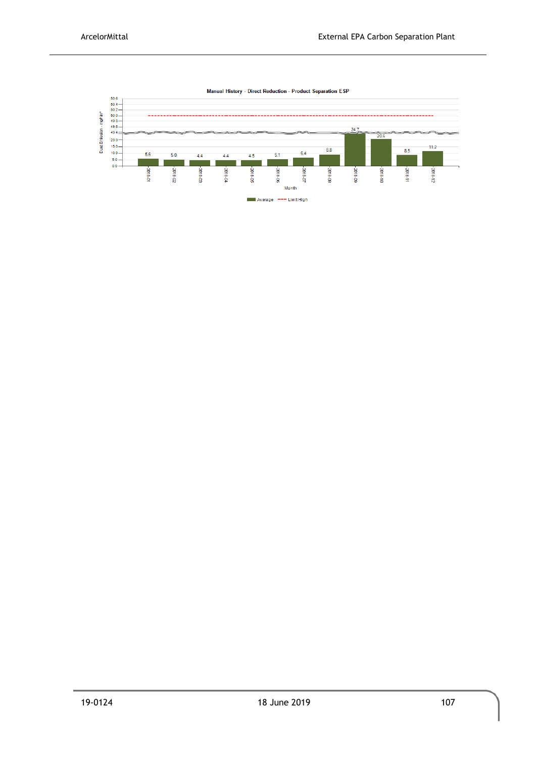Manual History - Direct Reduction - Product Separation ESP

Dust Emission - mg/Nm³

50.6
50.4
50.2
50.0
49.8
49.6
49.4
20.0
15.0
10.0
5.0
0.0

5.6
5.0
4.4
4.4
4.5
5.1
6.4
8.8
24.7
20.6
8.5
11.2

2018-01
2018-02
2018-03
2018-04
2018-05
2018-06
2018-07
2018-08
2018-09
2018-10
2018-11
2018-12

Month

Average
Limit High